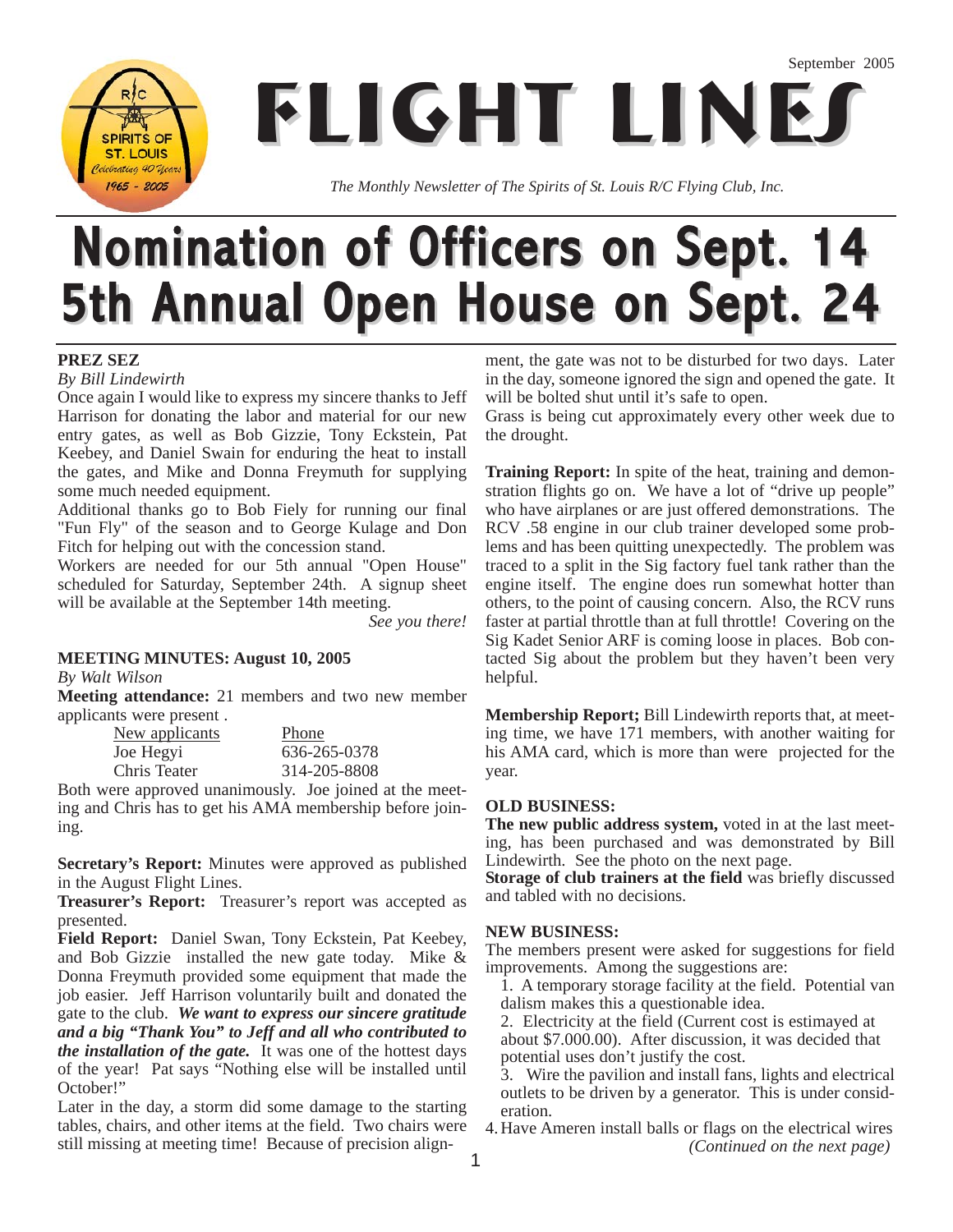September 2005

# FLIGHT LINES

*The Monthly Newsletter of The Spirits of St. Louis R/C Flying Club, Inc.*

# Nomination of Officers on Sept. 14
# 5th Annual Open House on Sept. 24

### PREZ SEZ

*By Bill Lindewirth*

Once again I would like to express my sincere thanks to Jeff Harrison for donating the labor and material for our new entry gates, as well as Bob Gizzie, Tony Eckstein, Pat Keebey, and Daniel Swain for enduring the heat to install the gates, and Mike and Donna Freymuth for supplying some much needed equipment.

Additional thanks go to Bob Fiely for running our final "Fun Fly" of the season and to George Kulage and Don Fitch for helping out with the concession stand.

Workers are needed for our 5th annual "Open House" scheduled for Saturday, September 24th. A signup sheet will be available at the September 14th meeting.

*See you there!*

### MEETING MINUTES: August 10, 2005

*By Walt Wilson*

**Meeting attendance:** 21 members and two new member applicants were present .

| New applicants | Phone |
|---|---|
| Joe Hegyi | 636-265-0378 |
| Chris Teater | 314-205-8808 |

Both were approved unanimously. Joe joined at the meeting and Chris has to get his AMA membership before joining.

**Secretary's Report:** Minutes were approved as published in the August Flight Lines.

**Treasurer's Report:** Treasurer's report was accepted as presented.

**Field Report:** Daniel Swan, Tony Eckstein, Pat Keebey, and Bob Gizzie installed the new gate today. Mike & Donna Freymuth provided some equipment that made the job easier. Jeff Harrison voluntarily built and donated the gate to the club. ***We want to express our sincere gratitude and a big "Thank You" to Jeff and all who contributed to the installation of the gate.*** It was one of the hottest days of the year! Pat says "Nothing else will be installed until October!"

Later in the day, a storm did some damage to the starting tables, chairs, and other items at the field. Two chairs were still missing at meeting time! Because of precision alignment, the gate was not to be disturbed for two days. Later in the day, someone ignored the sign and opened the gate. It will be bolted shut until it's safe to open.

Grass is being cut approximately every other week due to the drought.

**Training Report:** In spite of the heat, training and demonstration flights go on. We have a lot of "drive up people" who have airplanes or are just offered demonstrations. The RCV .58 engine in our club trainer developed some problems and has been quitting unexpectedly. The problem was traced to a split in the Sig factory fuel tank rather than the engine itself. The engine does run somewhat hotter than others, to the point of causing concern. Also, the RCV runs faster at partial throttle than at full throttle! Covering on the Sig Kadet Senior ARF is coming loose in places. Bob contacted Sig about the problem but they haven't been very helpful.

**Membership Report;** Bill Lindewirth reports that, at meeting time, we have 171 members, with another waiting for his AMA card, which is more than were projected for the year.

### OLD BUSINESS:

**The new public address system,** voted in at the last meeting, has been purchased and was demonstrated by Bill Lindewirth. See the photo on the next page.

**Storage of club trainers at the field** was briefly discussed and tabled with no decisions.

### NEW BUSINESS:

The members present were asked for suggestions for field improvements. Among the suggestions are:

1. A temporary storage facility at the field. Potential van dalism makes this a questionable idea.
2. Electricity at the field (Current cost is estimayed at about $7.000.00). After discussion, it was decided that potential uses don't justify the cost.
3. Wire the pavilion and install fans, lights and electrical outlets to be driven by a generator. This is under consideration.
4. Have Ameren install balls or flags on the electrical wires

*(Continued on the next page)*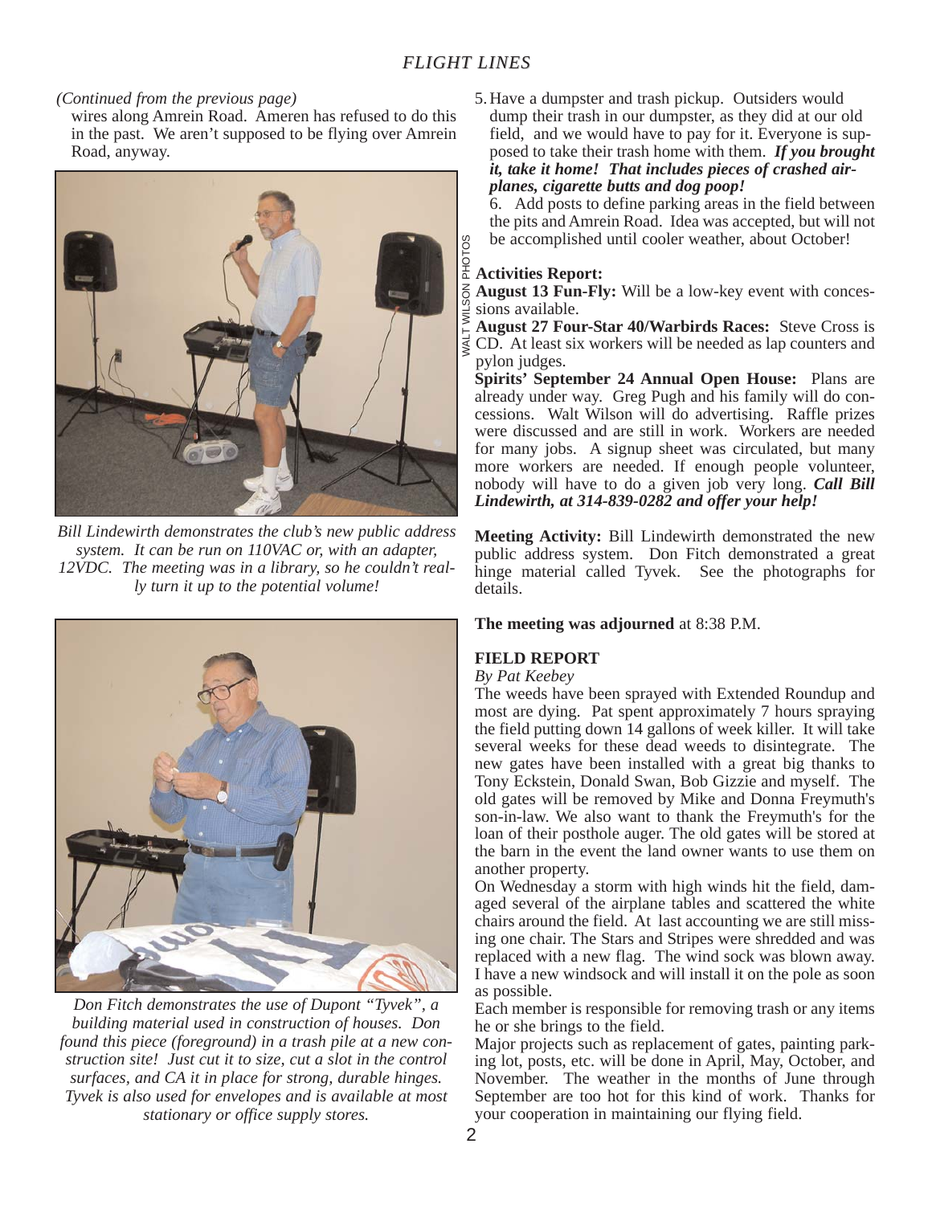*(Continued from the previous page)*

wires along Amrein Road. Ameren has refused to do this in the past. We aren't supposed to be flying over Amrein Road, anyway.

*Bill Lindewirth demonstrates the club's new public address system. It can be run on 110VAC or, with an adapter, 12VDC. The meeting was in a library, so he couldn't really turn it up to the potential volume!*

*Don Fitch demonstrates the use of Dupont "Tyvek", a building material used in construction of houses. Don found this piece (foreground) in a trash pile at a new construction site! Just cut it to size, cut a slot in the control surfaces, and CA it in place for strong, durable hinges. Tyvek is also used for envelopes and is available at most stationary or office supply stores.*

WALT WILSON PHOTOS

5. Have a dumpster and trash pickup. Outsiders would dump their trash in our dumpster, as they did at our old field, and we would have to pay for it. Everyone is supposed to take their trash home with them. ***If you brought it, take it home! That includes pieces of crashed airplanes, cigarette butts and dog poop!***
6. Add posts to define parking areas in the field between the pits and Amrein Road. Idea was accepted, but will not be accomplished until cooler weather, about October!

**Activities Report:**

**August 13 Fun-Fly:** Will be a low-key event with concessions available.

**August 27 Four-Star 40/Warbirds Races:** Steve Cross is CD. At least six workers will be needed as lap counters and pylon judges.

**Spirits' September 24 Annual Open House:** Plans are already under way. Greg Pugh and his family will do concessions. Walt Wilson will do advertising. Raffle prizes were discussed and are still in work. Workers are needed for many jobs. A signup sheet was circulated, but many more workers are needed. If enough people volunteer, nobody will have to do a given job very long. ***Call Bill Lindewirth, at 314-839-0282 and offer your help!***

**Meeting Activity:** Bill Lindewirth demonstrated the new public address system. Don Fitch demonstrated a great hinge material called Tyvek. See the photographs for details.

**The meeting was adjourned** at 8:38 P.M.

**FIELD REPORT**

*By Pat Keebey*

The weeds have been sprayed with Extended Roundup and most are dying. Pat spent approximately 7 hours spraying the field putting down 14 gallons of week killer. It will take several weeks for these dead weeds to disintegrate. The new gates have been installed with a great big thanks to Tony Eckstein, Donald Swan, Bob Gizzie and myself. The old gates will be removed by Mike and Donna Freymuth's son-in-law. We also want to thank the Freymuth's for the loan of their posthole auger. The old gates will be stored at the barn in the event the land owner wants to use them on another property.

On Wednesday a storm with high winds hit the field, damaged several of the airplane tables and scattered the white chairs around the field. At last accounting we are still missing one chair. The Stars and Stripes were shredded and was replaced with a new flag. The wind sock was blown away. I have a new windsock and will install it on the pole as soon as possible.

Each member is responsible for removing trash or any items he or she brings to the field.

Major projects such as replacement of gates, painting parking lot, posts, etc. will be done in April, May, October, and November. The weather in the months of June through September are too hot for this kind of work. Thanks for your cooperation in maintaining our flying field.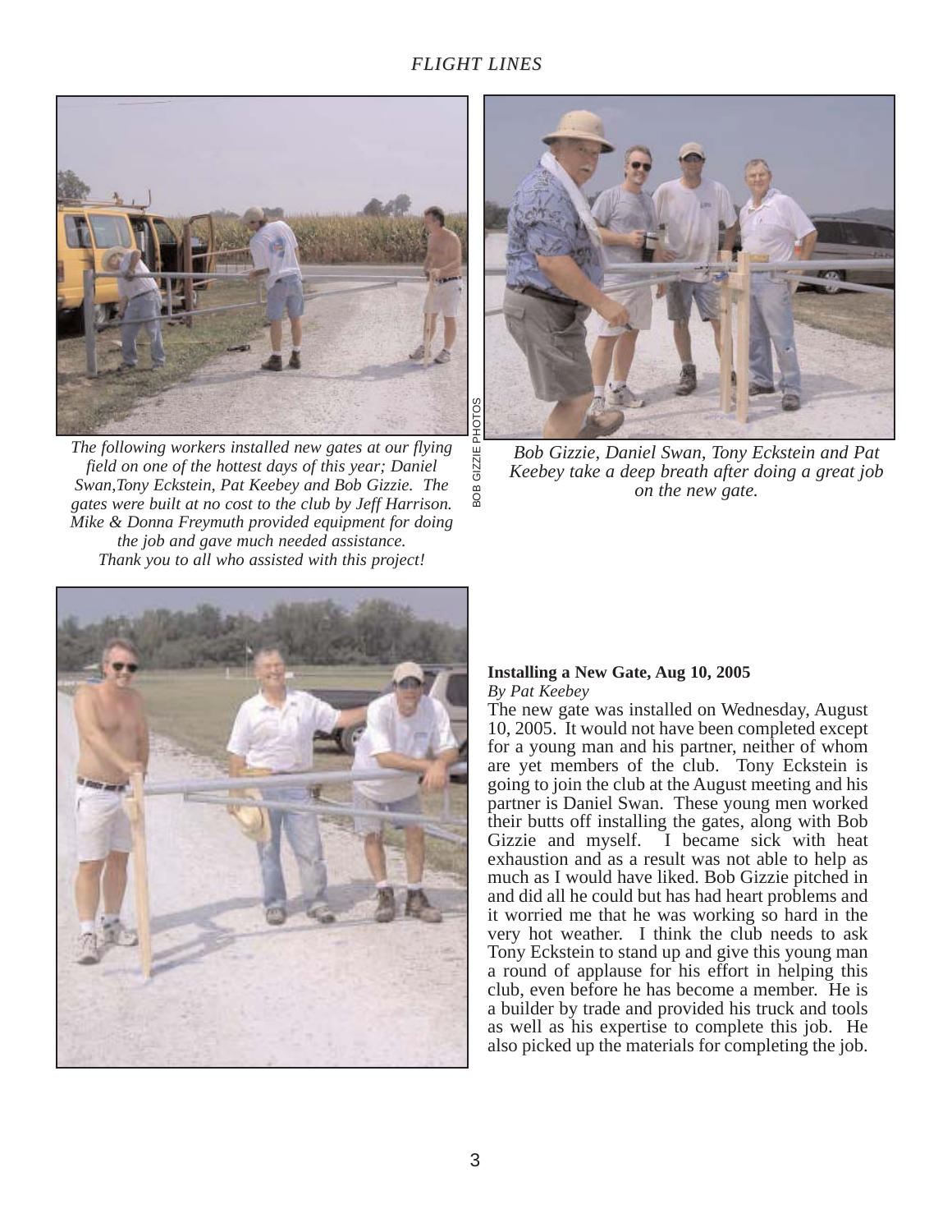*The following workers installed new gates at our flying field on one of the hottest days of this year; Daniel Swan,Tony Eckstein, Pat Keebey and Bob Gizzie. The gates were built at no cost to the club by Jeff Harrison. Mike & Donna Freymuth provided equipment for doing the job and gave much needed assistance. Thank you to all who assisted with this project!*

BOB GIZZIE PHOTOS

*Bob Gizzie, Daniel Swan, Tony Eckstein and Pat Keebey take a deep breath after doing a great job on the new gate.*

**Installing a New Gate, Aug 10, 2005**

*By Pat Keebey*

The new gate was installed on Wednesday, August 10, 2005. It would not have been completed except for a young man and his partner, neither of whom are yet members of the club. Tony Eckstein is going to join the club at the August meeting and his partner is Daniel Swan. These young men worked their butts off installing the gates, along with Bob Gizzie and myself. I became sick with heat exhaustion and as a result was not able to help as much as I would have liked. Bob Gizzie pitched in and did all he could but has had heart problems and it worried me that he was working so hard in the very hot weather. I think the club needs to ask Tony Eckstein to stand up and give this young man a round of applause for his effort in helping this club, even before he has become a member. He is a builder by trade and provided his truck and tools as well as his expertise to complete this job. He also picked up the materials for completing the job.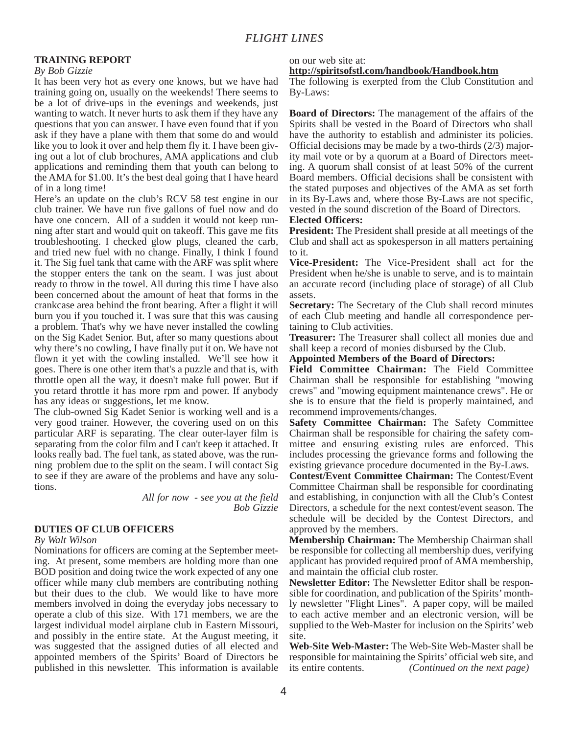## TRAINING REPORT

*By Bob Gizzie*

It has been very hot as every one knows, but we have had training going on, usually on the weekends! There seems to be a lot of drive-ups in the evenings and weekends, just wanting to watch. It never hurts to ask them if they have any questions that you can answer. I have even found that if you ask if they have a plane with them that some do and would like you to look it over and help them fly it. I have been giving out a lot of club brochures, AMA applications and club applications and reminding them that youth can belong to the AMA for $1.00. It's the best deal going that I have heard of in a long time!

Here's an update on the club's RCV 58 test engine in our club trainer. We have run five gallons of fuel now and do have one concern. All of a sudden it would not keep running after start and would quit on takeoff. This gave me fits troubleshooting. I checked glow plugs, cleaned the carb, and tried new fuel with no change. Finally, I think I found it. The Sig fuel tank that came with the ARF was split where the stopper enters the tank on the seam. I was just about ready to throw in the towel. All during this time I have also been concerned about the amount of heat that forms in the crankcase area behind the front bearing. After a flight it will burn you if you touched it. I was sure that this was causing a problem. That's why we have never installed the cowling on the Sig Kadet Senior. But, after so many questions about why there's no cowling, I have finally put it on. We have not flown it yet with the cowling installed. We'll see how it goes. There is one other item that's a puzzle and that is, with throttle open all the way, it doesn't make full power. But if you retard throttle it has more rpm and power. If anybody has any ideas or suggestions, let me know.

The club-owned Sig Kadet Senior is working well and is a very good trainer. However, the covering used on on this particular ARF is separating. The clear outer-layer film is separating from the color film and I can't keep it attached. It looks really bad. The fuel tank, as stated above, was the running problem due to the split on the seam. I will contact Sig to see if they are aware of the problems and have any solutions.

*All for now - see you at the field*
*Bob Gizzie*

## DUTIES OF CLUB OFFICERS

*By Walt Wilson*

Nominations for officers are coming at the September meeting. At present, some members are holding more than one BOD position and doing twice the work expected of any one officer while many club members are contributing nothing but their dues to the club. We would like to have more members involved in doing the everyday jobs necessary to operate a club of this size. With 171 members, we are the largest individual model airplane club in Eastern Missouri, and possibly in the entire state. At the August meeting, it was suggested that the assigned duties of all elected and appointed members of the Spirits' Board of Directors be published in this newsletter. This information is available on our web site at:

**http://spiritsofstl.com/handbook/Handbook.htm**

The following is exerpted from the Club Constitution and By-Laws:

**Board of Directors:** The management of the affairs of the Spirits shall be vested in the Board of Directors who shall have the authority to establish and administer its policies. Official decisions may be made by a two-thirds (2/3) majority mail vote or by a quorum at a Board of Directors meeting. A quorum shall consist of at least 50% of the current Board members. Official decisions shall be consistent with the stated purposes and objectives of the AMA as set forth in its By-Laws and, where those By-Laws are not specific, vested in the sound discretion of the Board of Directors.

**Elected Officers:**

**President:** The President shall preside at all meetings of the Club and shall act as spokesperson in all matters pertaining to it.

**Vice-President:** The Vice-President shall act for the President when he/she is unable to serve, and is to maintain an accurate record (including place of storage) of all Club assets.

**Secretary:** The Secretary of the Club shall record minutes of each Club meeting and handle all correspondence pertaining to Club activities.

**Treasurer:** The Treasurer shall collect all monies due and shall keep a record of monies disbursed by the Club.

**Appointed Members of the Board of Directors:**

**Field Committee Chairman:** The Field Committee Chairman shall be responsible for establishing "mowing crews" and "mowing equipment maintenance crews". He or she is to ensure that the field is properly maintained, and recommend improvements/changes.

**Safety Committee Chairman:** The Safety Committee Chairman shall be responsible for chairing the safety committee and ensuring existing rules are enforced. This includes processing the grievance forms and following the existing grievance procedure documented in the By-Laws.

**Contest/Event Committee Chairman:** The Contest/Event Committee Chairman shall be responsible for coordinating and establishing, in conjunction with all the Club's Contest Directors, a schedule for the next contest/event season. The schedule will be decided by the Contest Directors, and approved by the members.

**Membership Chairman:** The Membership Chairman shall be responsible for collecting all membership dues, verifying applicant has provided required proof of AMA membership, and maintain the official club roster.

**Newsletter Editor:** The Newsletter Editor shall be responsible for coordination, and publication of the Spirits' monthly newsletter "Flight Lines". A paper copy, will be mailed to each active member and an electronic version, will be supplied to the Web-Master for inclusion on the Spirits' web site.

**Web-Site Web-Master:** The Web-Site Web-Master shall be responsible for maintaining the Spirits' official web site, and its entire contents. *(Continued on the next page)*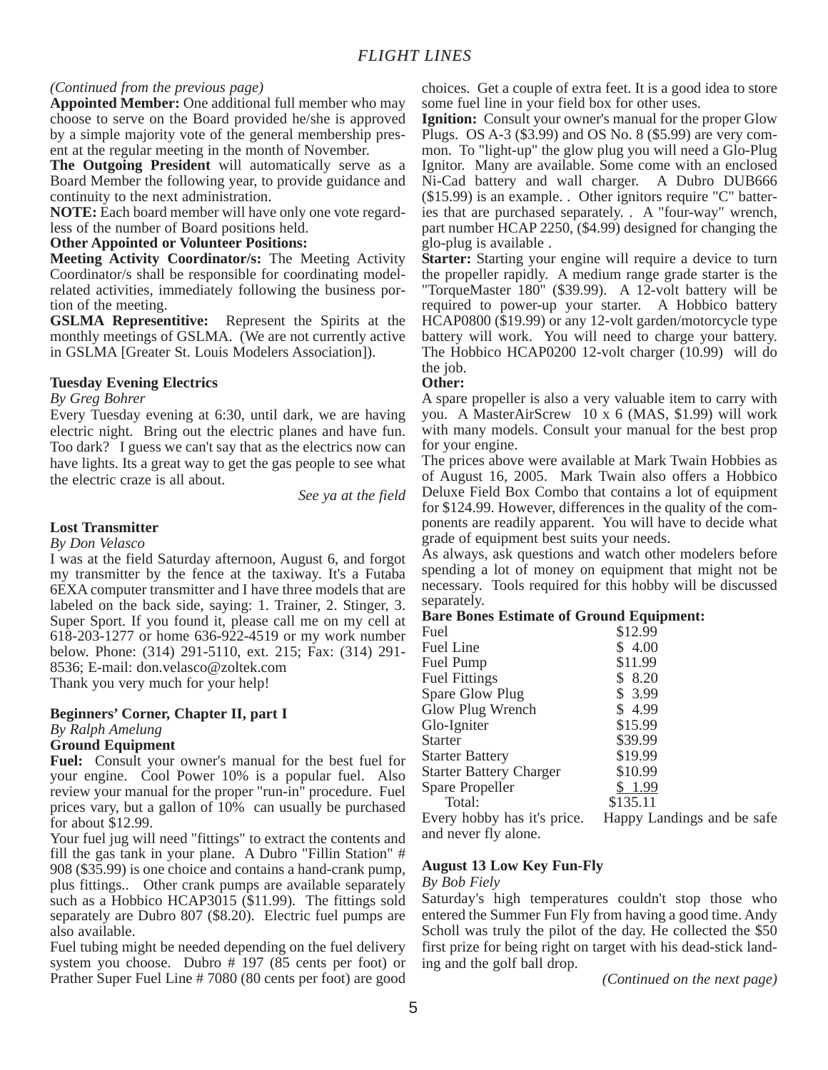*(Continued from the previous page)*

**Appointed Member:** One additional full member who may choose to serve on the Board provided he/she is approved by a simple majority vote of the general membership present at the regular meeting in the month of November.

**The Outgoing President** will automatically serve as a Board Member the following year, to provide guidance and continuity to the next administration.

**NOTE:** Each board member will have only one vote regardless of the number of Board positions held.

**Other Appointed or Volunteer Positions:**

**Meeting Activity Coordinator/s:** The Meeting Activity Coordinator/s shall be responsible for coordinating model-related activities, immediately following the business portion of the meeting.

**GSLMA Representitive:** Represent the Spirits at the monthly meetings of GSLMA. (We are not currently active in GSLMA [Greater St. Louis Modelers Association]).

### Tuesday Evening Electrics

*By Greg Bohrer*

Every Tuesday evening at 6:30, until dark, we are having electric night. Bring out the electric planes and have fun. Too dark? I guess we can't say that as the electrics now can have lights. Its a great way to get the gas people to see what the electric craze is all about.

*See ya at the field*

### Lost Transmitter

*By Don Velasco*

I was at the field Saturday afternoon, August 6, and forgot my transmitter by the fence at the taxiway. It's a Futaba 6EXA computer transmitter and I have three models that are labeled on the back side, saying: 1. Trainer, 2. Stinger, 3. Super Sport. If you found it, please call me on my cell at 618-203-1277 or home 636-922-4519 or my work number below. Phone: (314) 291-5110, ext. 215; Fax: (314) 291-8536; E-mail: don.velasco@zoltek.com

Thank you very much for your help!

### Beginners' Corner, Chapter II, part I

*By Ralph Amelung*

**Ground Equipment**

**Fuel:** Consult your owner's manual for the best fuel for your engine. Cool Power 10% is a popular fuel. Also review your manual for the proper "run-in" procedure. Fuel prices vary, but a gallon of 10% can usually be purchased for about $12.99.

Your fuel jug will need "fittings" to extract the contents and fill the gas tank in your plane. A Dubro "Fillin Station" # 908 ($35.99) is one choice and contains a hand-crank pump, plus fittings.. Other crank pumps are available separately such as a Hobbico HCAP3015 ($11.99). The fittings sold separately are Dubro 807 ($8.20). Electric fuel pumps are also available.

Fuel tubing might be needed depending on the fuel delivery system you choose. Dubro # 197 (85 cents per foot) or Prather Super Fuel Line # 7080 (80 cents per foot) are good choices. Get a couple of extra feet. It is a good idea to store some fuel line in your field box for other uses.

**Ignition:** Consult your owner's manual for the proper Glow Plugs. OS A-3 ($3.99) and OS No. 8 ($5.99) are very common. To "light-up" the glow plug you will need a Glo-Plug Ignitor. Many are available. Some come with an enclosed Ni-Cad battery and wall charger. A Dubro DUB666 ($15.99) is an example. . Other ignitors require "C" batteries that are purchased separately. . A "four-way" wrench, part number HCAP 2250, ($4.99) designed for changing the glo-plug is available .

**Starter:** Starting your engine will require a device to turn the propeller rapidly. A medium range grade starter is the "TorqueMaster 180" ($39.99). A 12-volt battery will be required to power-up your starter. A Hobbico battery HCAP0800 ($19.99) or any 12-volt garden/motorcycle type battery will work. You will need to charge your battery. The Hobbico HCAP0200 12-volt charger (10.99) will do the job.

**Other:**

A spare propeller is also a very valuable item to carry with you. A MasterAirScrew 10 x 6 (MAS, $1.99) will work with many models. Consult your manual for the best prop for your engine.

The prices above were available at Mark Twain Hobbies as of August 16, 2005. Mark Twain also offers a Hobbico Deluxe Field Box Combo that contains a lot of equipment for $124.99. However, differences in the quality of the components are readily apparent. You will have to decide what grade of equipment best suits your needs.

As always, ask questions and watch other modelers before spending a lot of money on equipment that might not be necessary. Tools required for this hobby will be discussed separately.

**Bare Bones Estimate of Ground Equipment:**

| Item | Price |
|---|---|
| Fuel | $12.99 |
| Fuel Line | $ 4.00 |
| Fuel Pump | $11.99 |
| Fuel Fittings | $ 8.20 |
| Spare Glow Plug | $ 3.99 |
| Glow Plug Wrench | $ 4.99 |
| Glo-Igniter | $15.99 |
| Starter | $39.99 |
| Starter Battery | $19.99 |
| Starter Battery Charger | $10.99 |
| Spare Propeller | $ 1.99 |
| Total: | $135.11 |

Every hobby has it's price. Happy Landings and be safe and never fly alone.

### August 13 Low Key Fun-Fly

*By Bob Fiely*

Saturday's high temperatures couldn't stop those who entered the Summer Fun Fly from having a good time. Andy Scholl was truly the pilot of the day. He collected the $50 first prize for being right on target with his dead-stick landing and the golf ball drop.

*(Continued on the next page)*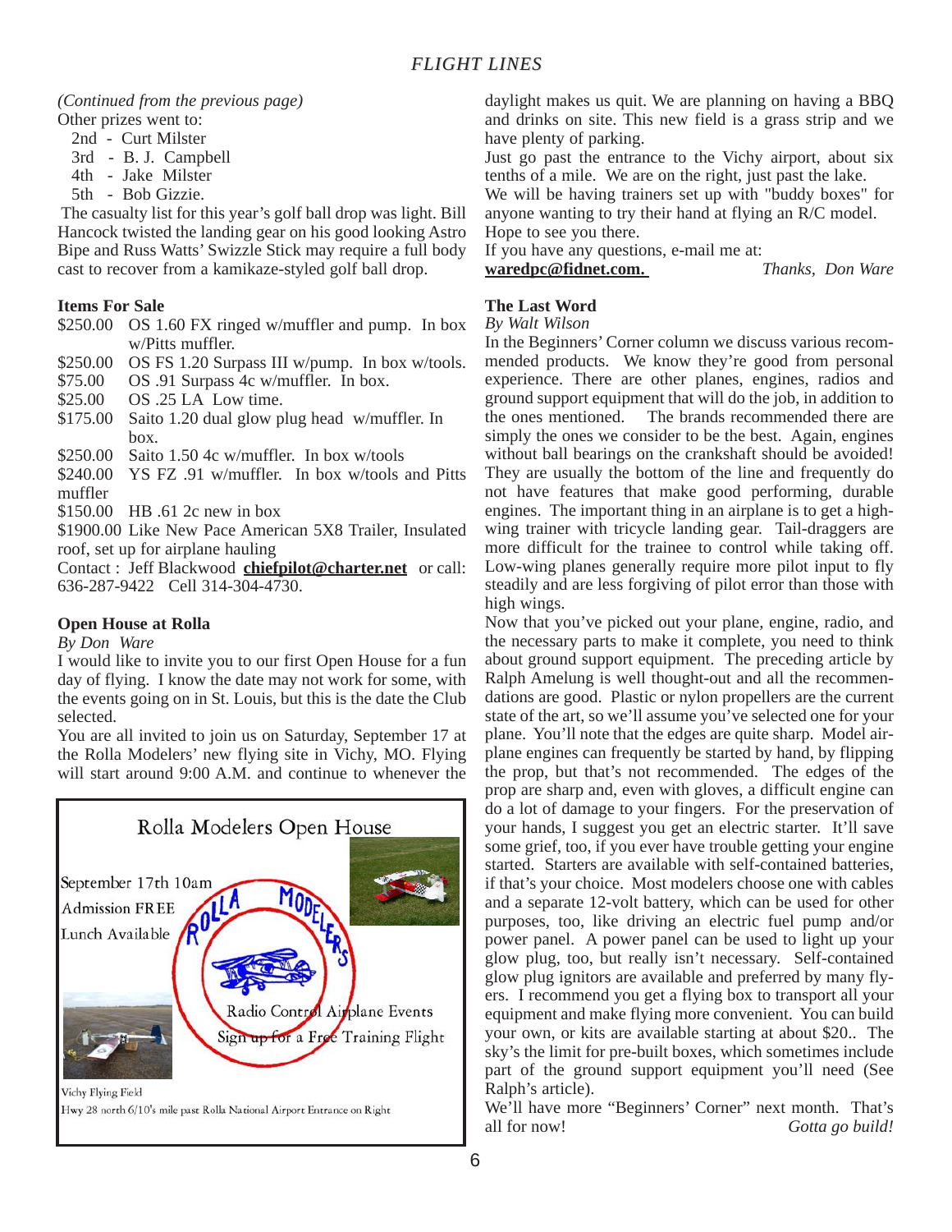*(Continued from the previous page)*

Other prizes went to:

- 2nd - Curt Milster
- 3rd - B. J. Campbell
- 4th - Jake Milster
- 5th - Bob Gizzie.

The casualty list for this year's golf ball drop was light. Bill Hancock twisted the landing gear on his good looking Astro Bipe and Russ Watts' Swizzle Stick may require a full body cast to recover from a kamikaze-styled golf ball drop.

### Items For Sale

- $250.00 OS 1.60 FX ringed w/muffler and pump. In box w/Pitts muffler.
- $250.00 OS FS 1.20 Surpass III w/pump. In box w/tools.
- $75.00 OS .91 Surpass 4c w/muffler. In box.
- $25.00 OS .25 LA Low time.
- $175.00 Saito 1.20 dual glow plug head w/muffler. In box.
- $250.00 Saito 1.50 4c w/muffler. In box w/tools
- $240.00 YS FZ .91 w/muffler. In box w/tools and Pitts muffler
- $150.00 HB .61 2c new in box
- $1900.00 Like New Pace American 5X8 Trailer, Insulated roof, set up for airplane hauling

Contact : Jeff Blackwood **chiefpilot@charter.net** or call: 636-287-9422 Cell 314-304-4730.

### Open House at Rolla

*By Don Ware*

I would like to invite you to our first Open House for a fun day of flying. I know the date may not work for some, with the events going on in St. Louis, but this is the date the Club selected.

You are all invited to join us on Saturday, September 17 at the Rolla Modelers' new flying site in Vichy, MO. Flying will start around 9:00 A.M. and continue to whenever the daylight makes us quit. We are planning on having a BBQ and drinks on site. This new field is a grass strip and we have plenty of parking.

Just go past the entrance to the Vichy airport, about six tenths of a mile. We are on the right, just past the lake.

We will be having trainers set up with "buddy boxes" for anyone wanting to try their hand at flying an R/C model.

Hope to see you there.

If you have any questions, e-mail me at:

**waredpc@fidnet.com.** *Thanks, Don Ware*

Rolla Modelers Open House

September 17th 10am
Admission FREE
Lunch Available

Rolla Modelers
Radio Control Airplane Events
Sign up for a Free Training Flight

Vichy Flying Field
Hwy 28 north 6/10's mile past Rolla National Airport Entrance on Right

### The Last Word

*By Walt Wilson*

In the Beginners' Corner column we discuss various recommended products. We know they're good from personal experience. There are other planes, engines, radios and ground support equipment that will do the job, in addition to the ones mentioned. The brands recommended there are simply the ones we consider to be the best. Again, engines without ball bearings on the crankshaft should be avoided! They are usually the bottom of the line and frequently do not have features that make good performing, durable engines. The important thing in an airplane is to get a high-wing trainer with tricycle landing gear. Tail-draggers are more difficult for the trainee to control while taking off. Low-wing planes generally require more pilot input to fly steadily and are less forgiving of pilot error than those with high wings.

Now that you've picked out your plane, engine, radio, and the necessary parts to make it complete, you need to think about ground support equipment. The preceding article by Ralph Amelung is well thought-out and all the recommendations are good. Plastic or nylon propellers are the current state of the art, so we'll assume you've selected one for your plane. You'll note that the edges are quite sharp. Model airplane engines can frequently be started by hand, by flipping the prop, but that's not recommended. The edges of the prop are sharp and, even with gloves, a difficult engine can do a lot of damage to your fingers. For the preservation of your hands, I suggest you get an electric starter. It'll save some grief, too, if you ever have trouble getting your engine started. Starters are available with self-contained batteries, if that's your choice. Most modelers choose one with cables and a separate 12-volt battery, which can be used for other purposes, too, like driving an electric fuel pump and/or power panel. A power panel can be used to light up your glow plug, too, but really isn't necessary. Self-contained glow plug ignitors are available and preferred by many flyers. I recommend you get a flying box to transport all your equipment and make flying more convenient. You can build your own, or kits are available starting at about $20.. The sky's the limit for pre-built boxes, which sometimes include part of the ground support equipment you'll need (See Ralph's article).

We'll have more "Beginners' Corner" next month. That's all for now! *Gotta go build!*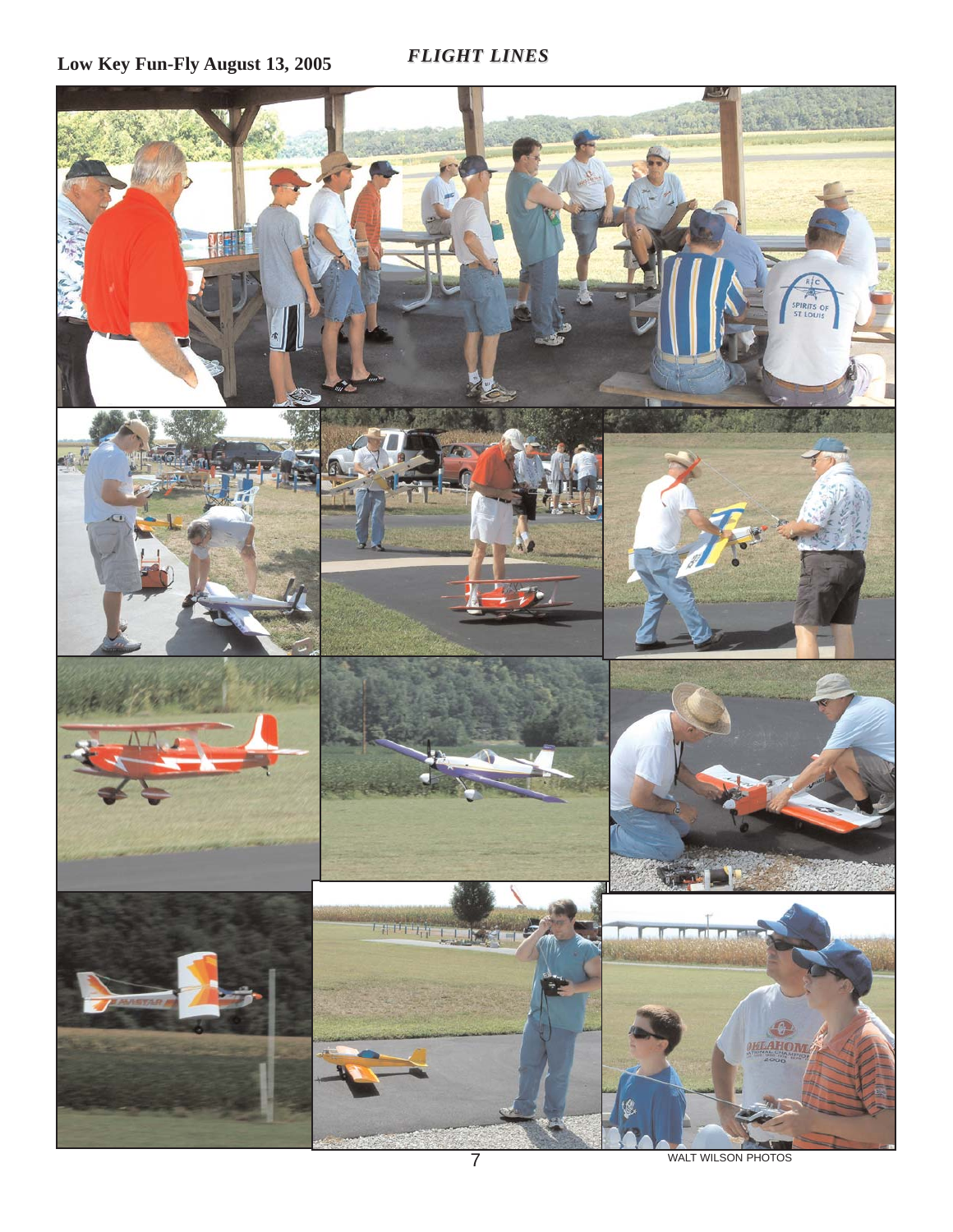# Low Key Fun-Fly August 13, 2005

WALT WILSON PHOTOS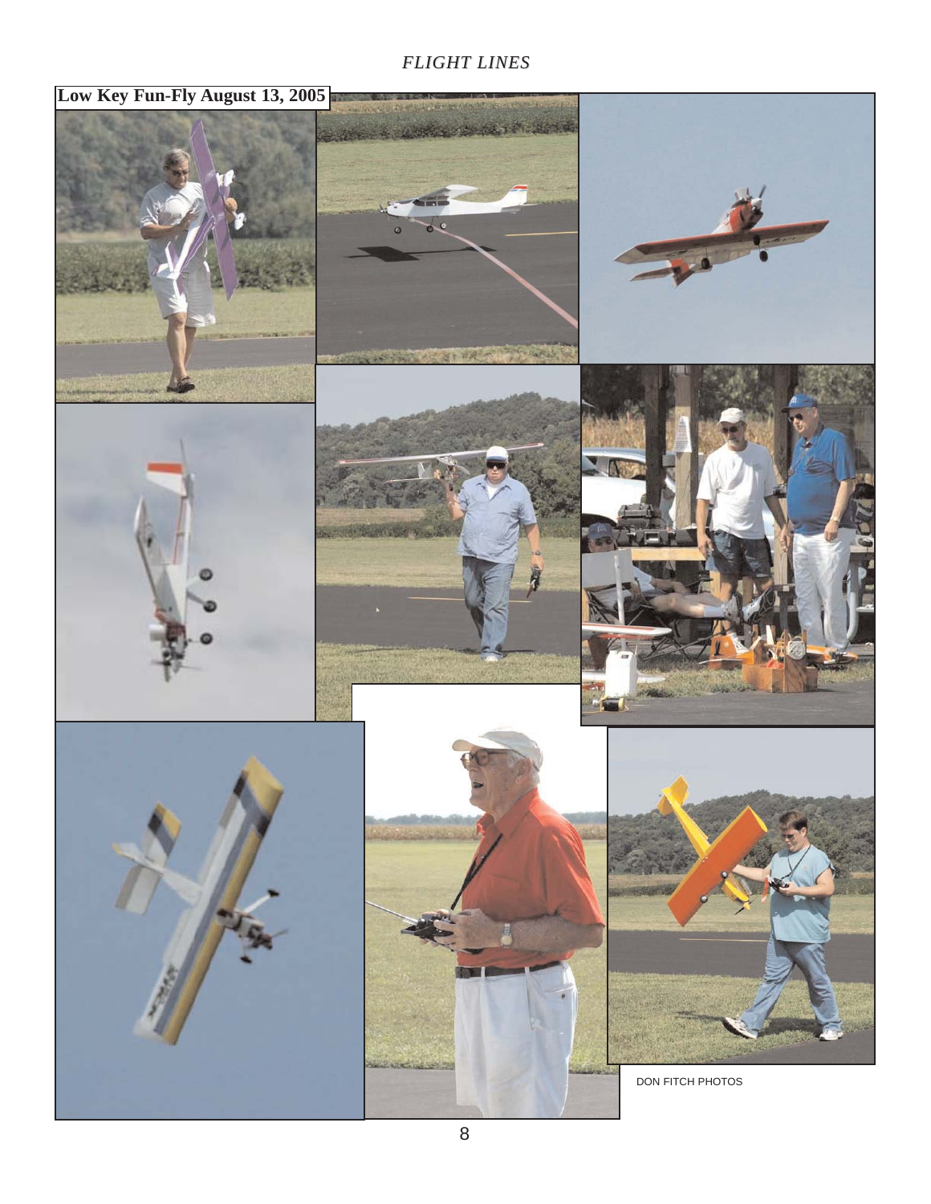## Low Key Fun-Fly August 13, 2005

DON FITCH PHOTOS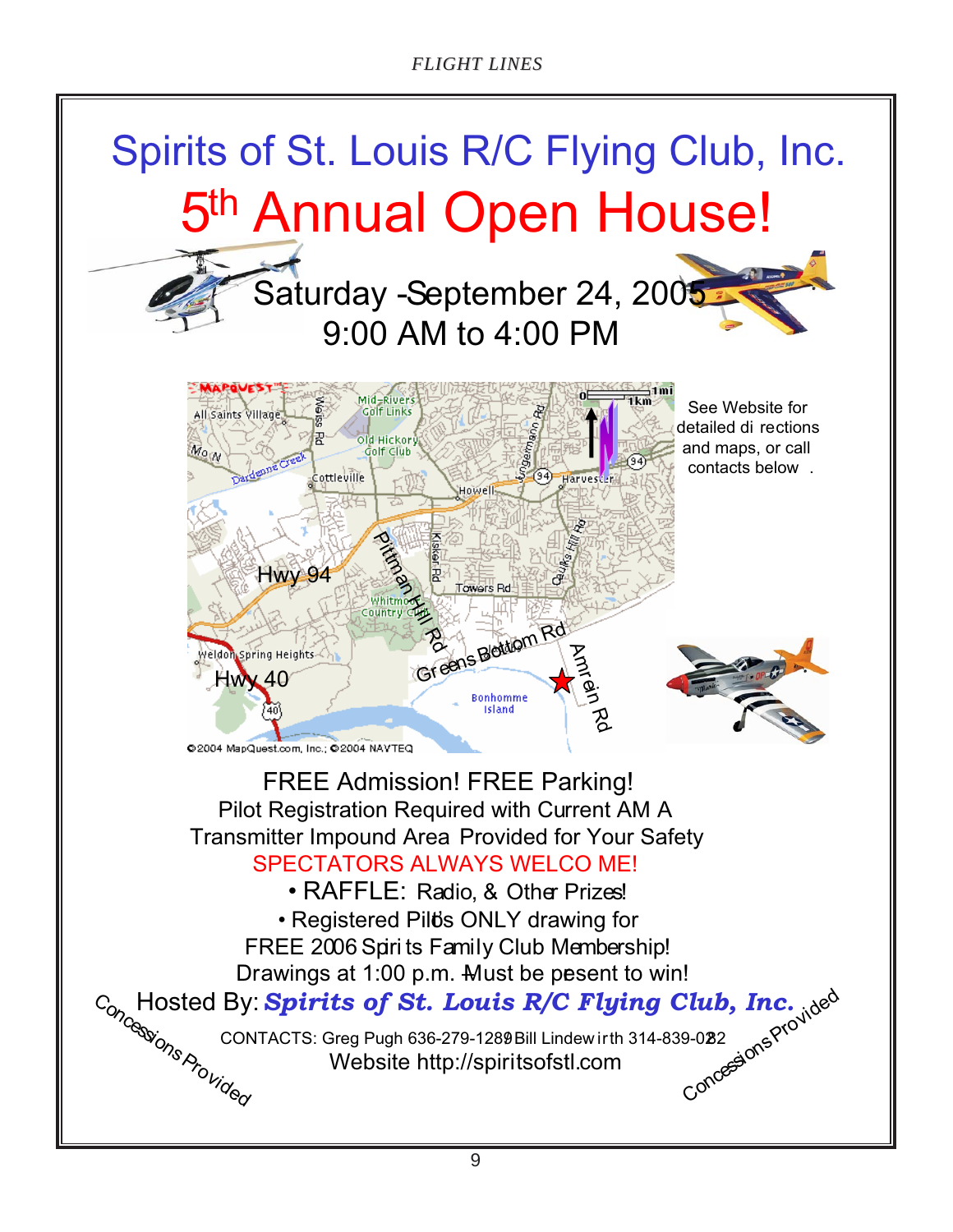# Spirits of St. Louis R/C Flying Club, Inc.

# 5th Annual Open House!

Saturday - September 24, 2005
9:00 AM to 4:00 PM

See Website for detailed directions and maps, or call contacts below.

FREE Admission! FREE Parking!
Pilot Registration Required with Current AMA
Transmitter Impound Area Provided for Your Safety
SPECTATORS ALWAYS WELCOME!

- RAFFLE: Radio, & Other Prizes!
- Registered Pilots ONLY drawing for FREE 2006 Spirits Family Club Membership!

Drawings at 1:00 p.m. - Must be present to win!

Hosted By: ***Spirits of St. Louis R/C Flying Club, Inc.***

CONTACTS: Greg Pugh 636-279-1289 Bill Lindewirth 314-839-0282
Website http://spiritsofstl.com

Concessions Provided

Concessions Provided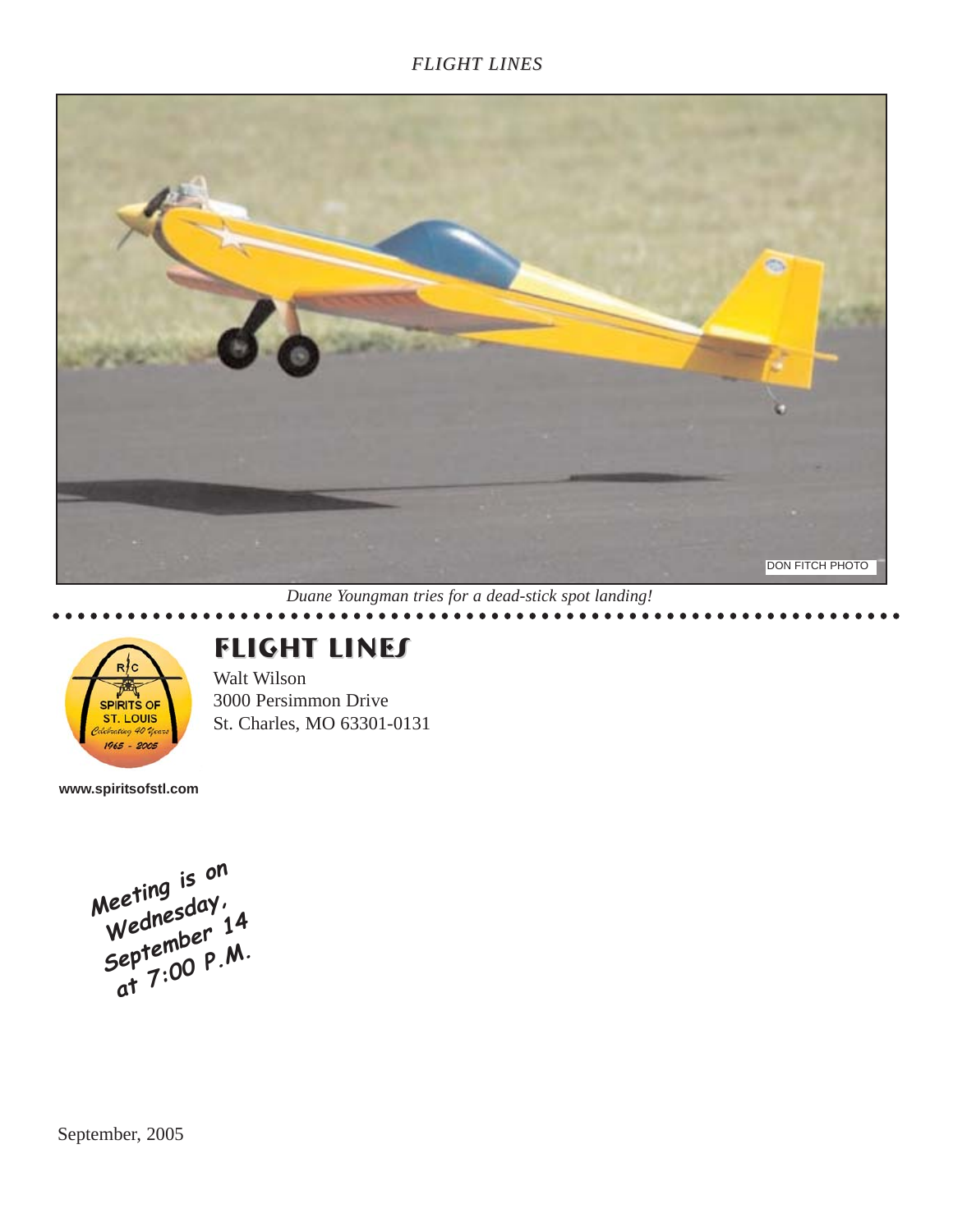Duane Youngman tries for a dead-stick spot landing!

# FLIGHT LINES

Walt Wilson
3000 Persimmon Drive
St. Charles, MO 63301-0131

www.spiritsofstl.com

**Meeting is on Wednesday, September 14 at 7:00 P.M.**

September, 2005